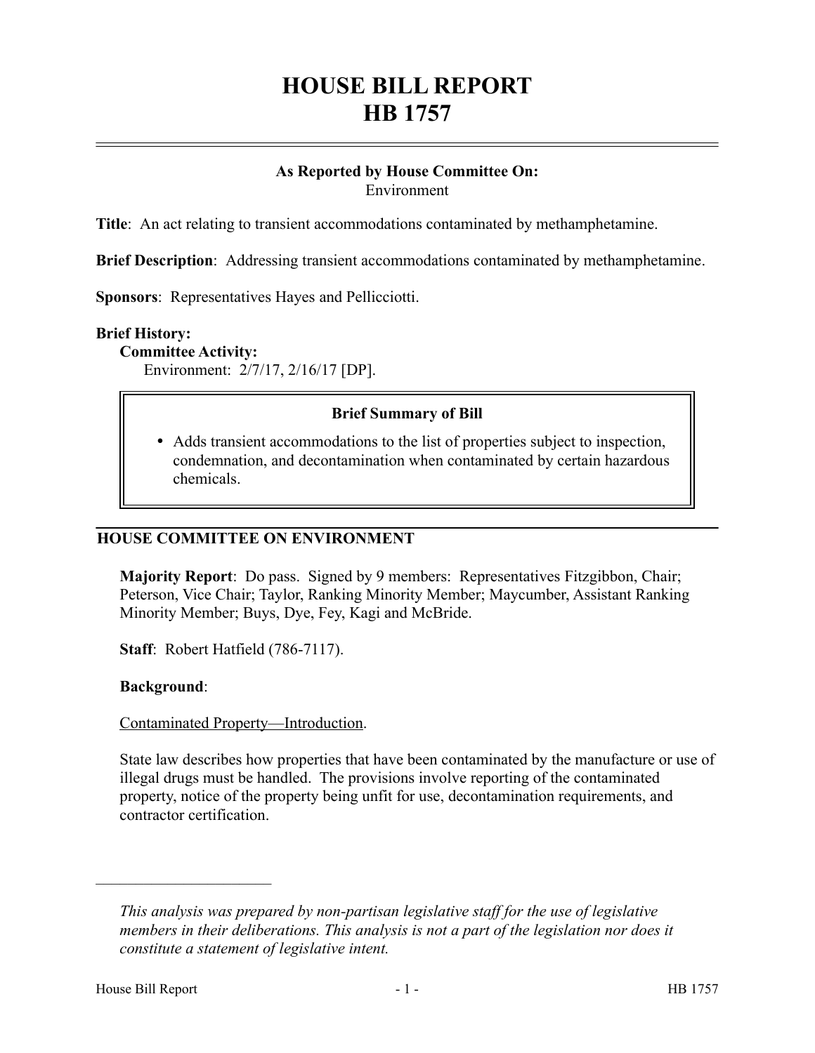# HOUSE BILL REPORT
# HB 1757

**As Reported by House Committee On:**
Environment

**Title**: An act relating to transient accommodations contaminated by methamphetamine.

**Brief Description**: Addressing transient accommodations contaminated by methamphetamine.

**Sponsors**: Representatives Hayes and Pellicciotti.

**Brief History:**

**Committee Activity:**

Environment: 2/7/17, 2/16/17 [DP].

**Brief Summary of Bill**

- Adds transient accommodations to the list of properties subject to inspection, condemnation, and decontamination when contaminated by certain hazardous chemicals.

## HOUSE COMMITTEE ON ENVIRONMENT

**Majority Report**: Do pass. Signed by 9 members: Representatives Fitzgibbon, Chair; Peterson, Vice Chair; Taylor, Ranking Minority Member; Maycumber, Assistant Ranking Minority Member; Buys, Dye, Fey, Kagi and McBride.

**Staff**: Robert Hatfield (786-7117).

**Background**:

Contaminated Property—Introduction.

State law describes how properties that have been contaminated by the manufacture or use of illegal drugs must be handled. The provisions involve reporting of the contaminated property, notice of the property being unfit for use, decontamination requirements, and contractor certification.

---

*This analysis was prepared by non-partisan legislative staff for the use of legislative members in their deliberations. This analysis is not a part of the legislation nor does it constitute a statement of legislative intent.*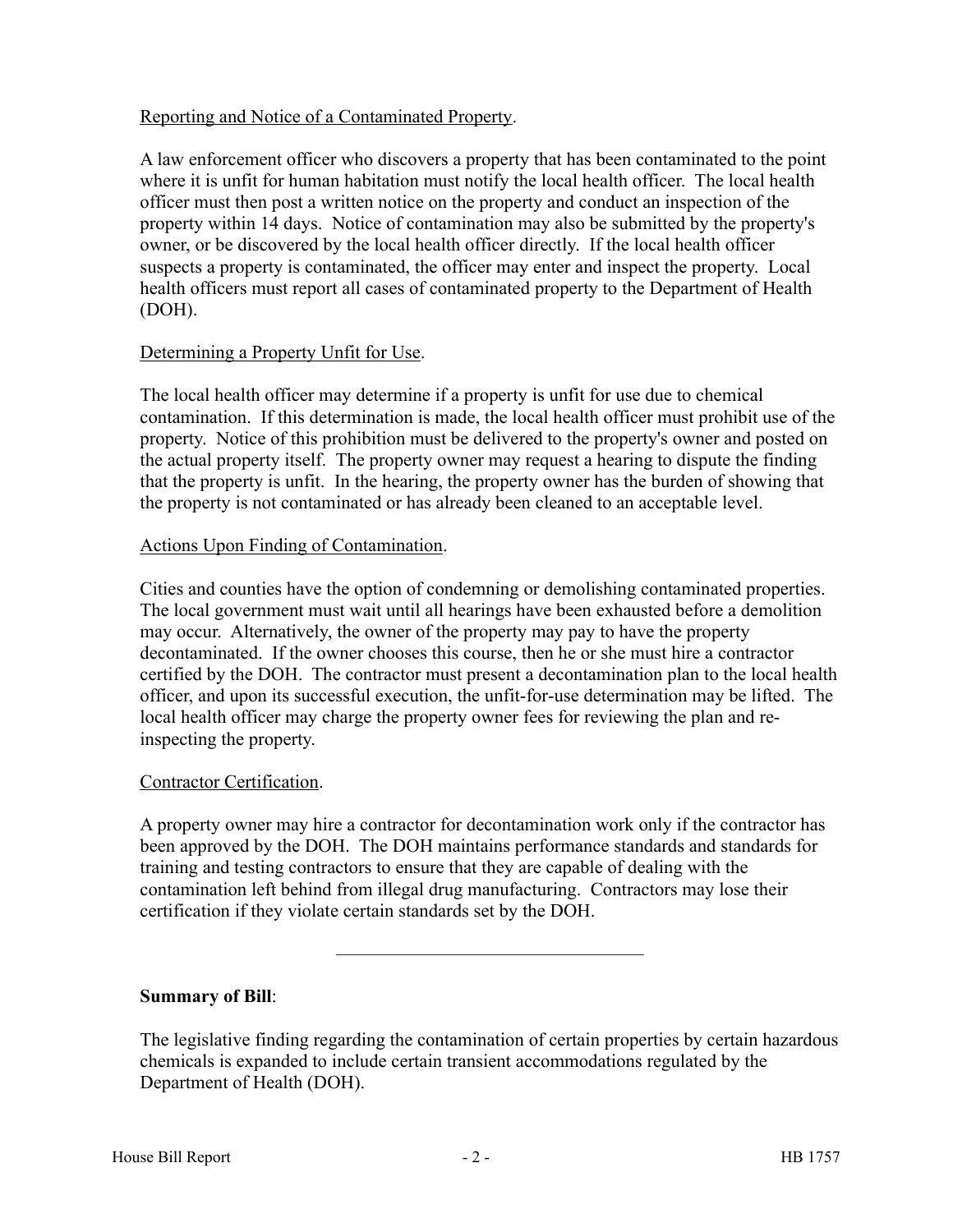Reporting and Notice of a Contaminated Property.

A law enforcement officer who discovers a property that has been contaminated to the point where it is unfit for human habitation must notify the local health officer. The local health officer must then post a written notice on the property and conduct an inspection of the property within 14 days. Notice of contamination may also be submitted by the property's owner, or be discovered by the local health officer directly. If the local health officer suspects a property is contaminated, the officer may enter and inspect the property. Local health officers must report all cases of contaminated property to the Department of Health (DOH).

Determining a Property Unfit for Use.

The local health officer may determine if a property is unfit for use due to chemical contamination. If this determination is made, the local health officer must prohibit use of the property. Notice of this prohibition must be delivered to the property's owner and posted on the actual property itself. The property owner may request a hearing to dispute the finding that the property is unfit. In the hearing, the property owner has the burden of showing that the property is not contaminated or has already been cleaned to an acceptable level.

Actions Upon Finding of Contamination.

Cities and counties have the option of condemning or demolishing contaminated properties. The local government must wait until all hearings have been exhausted before a demolition may occur. Alternatively, the owner of the property may pay to have the property decontaminated. If the owner chooses this course, then he or she must hire a contractor certified by the DOH. The contractor must present a decontamination plan to the local health officer, and upon its successful execution, the unfit-for-use determination may be lifted. The local health officer may charge the property owner fees for reviewing the plan and re-inspecting the property.

Contractor Certification.

A property owner may hire a contractor for decontamination work only if the contractor has been approved by the DOH. The DOH maintains performance standards and standards for training and testing contractors to ensure that they are capable of dealing with the contamination left behind from illegal drug manufacturing. Contractors may lose their certification if they violate certain standards set by the DOH.

---

**Summary of Bill**:

The legislative finding regarding the contamination of certain properties by certain hazardous chemicals is expanded to include certain transient accommodations regulated by the Department of Health (DOH).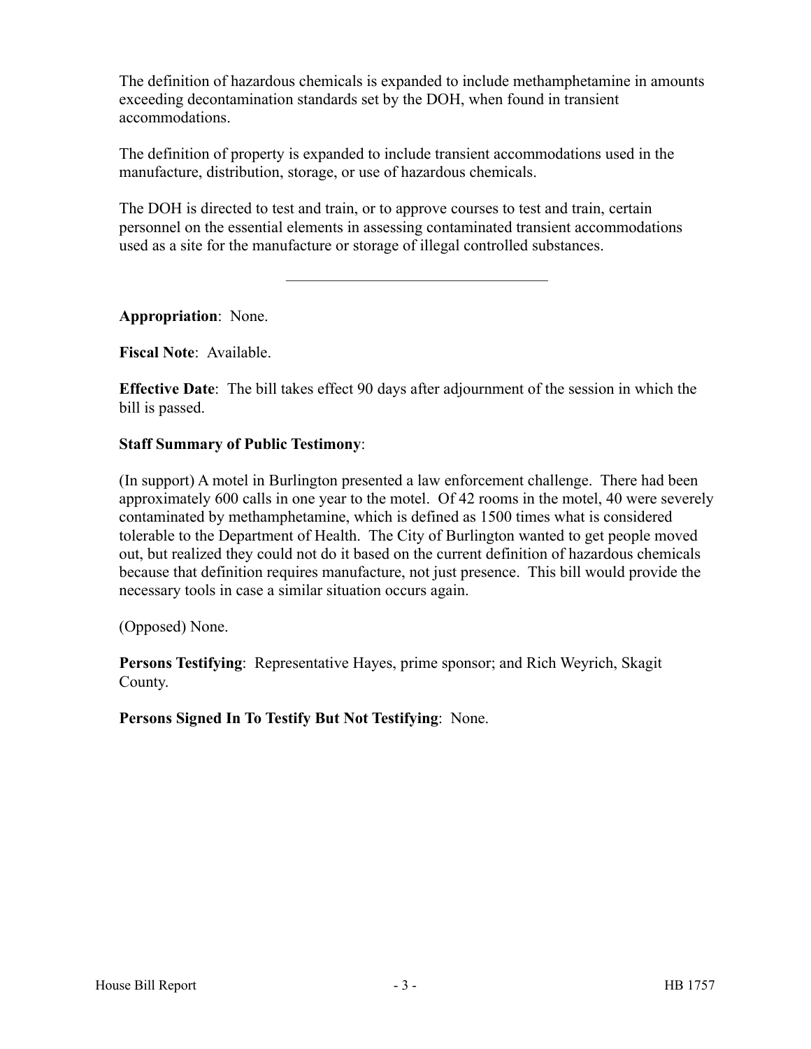The definition of hazardous chemicals is expanded to include methamphetamine in amounts exceeding decontamination standards set by the DOH, when found in transient accommodations.

The definition of property is expanded to include transient accommodations used in the manufacture, distribution, storage, or use of hazardous chemicals.

The DOH is directed to test and train, or to approve courses to test and train, certain personnel on the essential elements in assessing contaminated transient accommodations used as a site for the manufacture or storage of illegal controlled substances.

---

**Appropriation**: None.

**Fiscal Note**: Available.

**Effective Date**: The bill takes effect 90 days after adjournment of the session in which the bill is passed.

**Staff Summary of Public Testimony**:

(In support) A motel in Burlington presented a law enforcement challenge. There had been approximately 600 calls in one year to the motel. Of 42 rooms in the motel, 40 were severely contaminated by methamphetamine, which is defined as 1500 times what is considered tolerable to the Department of Health. The City of Burlington wanted to get people moved out, but realized they could not do it based on the current definition of hazardous chemicals because that definition requires manufacture, not just presence. This bill would provide the necessary tools in case a similar situation occurs again.

(Opposed) None.

**Persons Testifying**: Representative Hayes, prime sponsor; and Rich Weyrich, Skagit County.

**Persons Signed In To Testify But Not Testifying**: None.